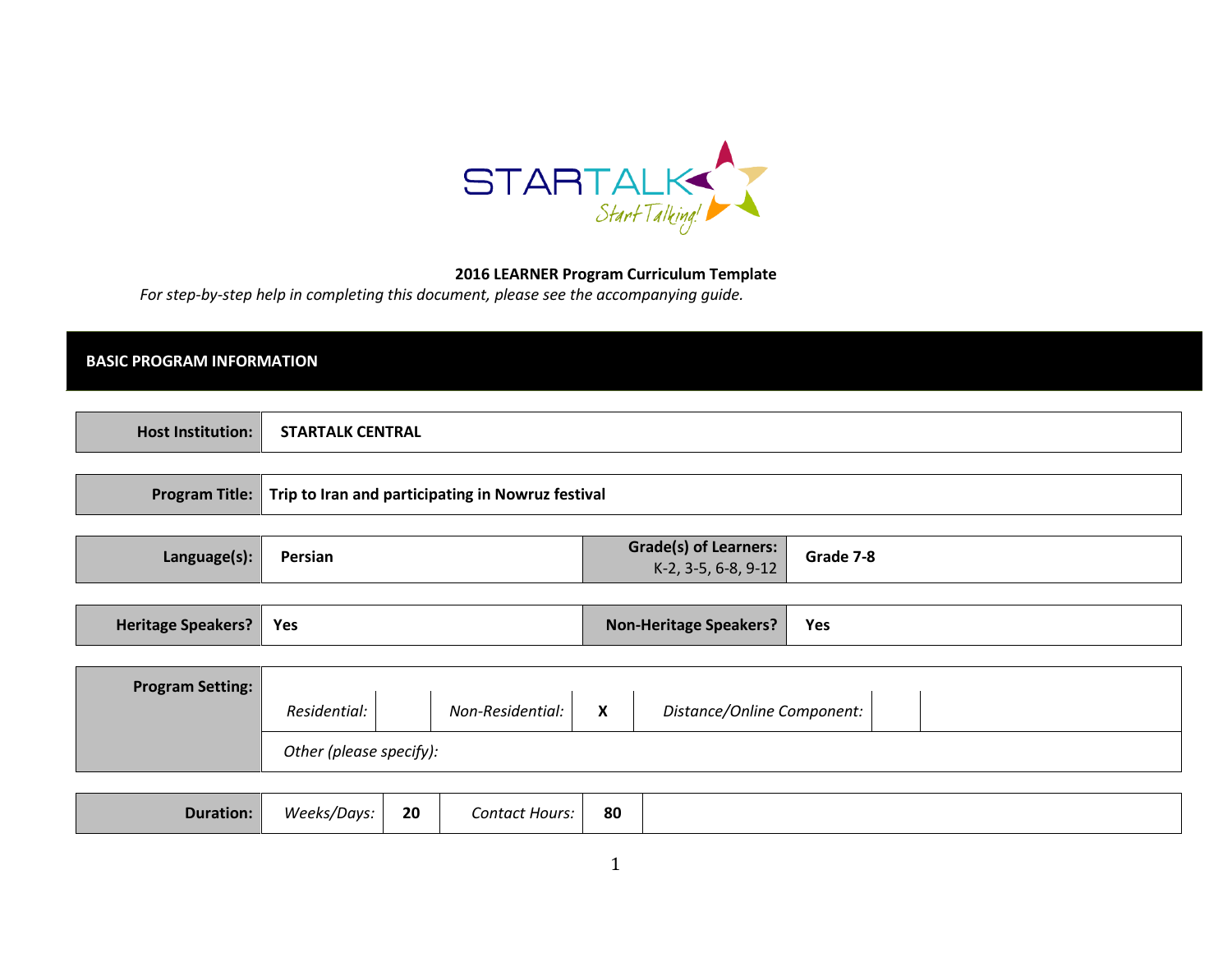STARTALK Start Talking!

**2016 LEARNER Program Curriculum Template**

*For step-by-step help in completing this document, please see the accompanying guide.*

## BASIC PROGRAM INFORMATION

| **Host Institution:** | **STARTALK CENTRAL** |
|---|---|

| **Program Title:** | **Trip to Iran and participating in Nowruz festival** |
|---|---|

| **Language(s):** | **Persian** | **Grade(s) of Learners:** K-2, 3-5, 6-8, 9-12 | **Grade 7-8** |
|---|---|---|---|

| **Heritage Speakers?** | **Yes** | **Non-Heritage Speakers?** | **Yes** |
|---|---|---|---|

| **Program Setting:** | *Residential:* | | *Non-Residential:* | **X** | *Distance/Online Component:* | |
|---|---|---|---|---|---|---|
| | *Other (please specify):* | | | | | |

| **Duration:** | *Weeks/Days:* | **20** | *Contact Hours:* | **80** |
|---|---|---|---|---|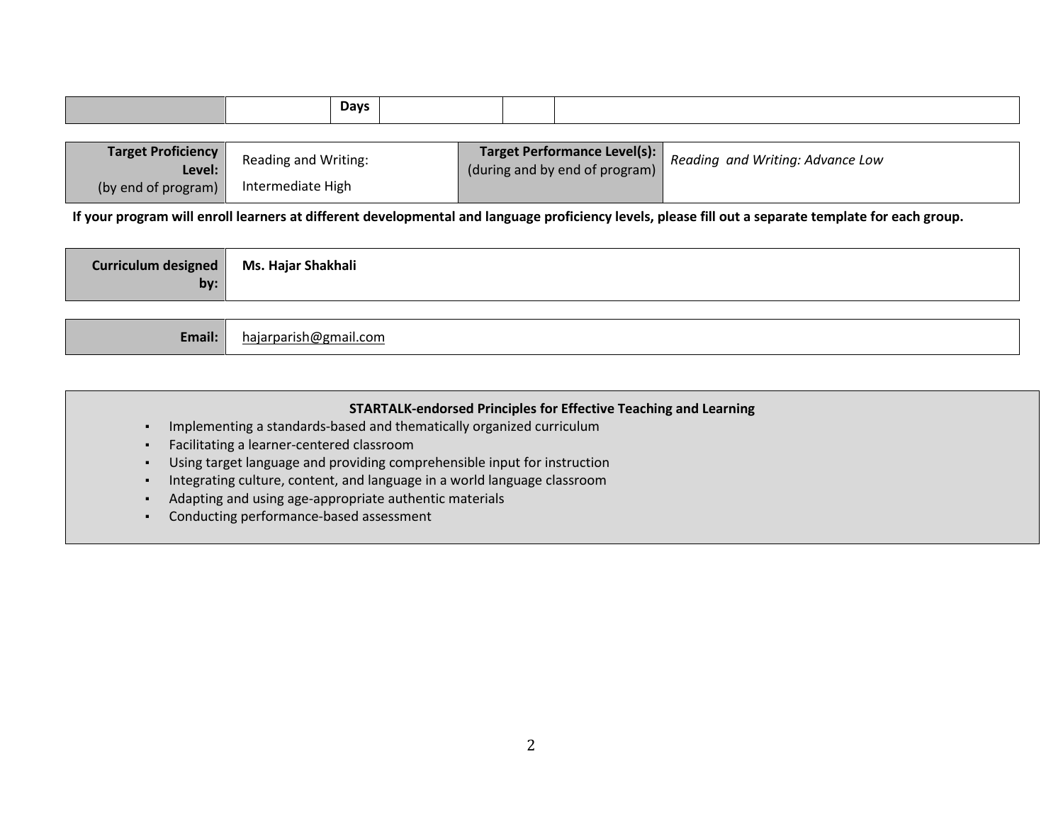| | | Days | | | |
|---|---|---|---|---|---|

| **Target Proficiency Level:** (by end of program) | Reading and Writing: Intermediate High | **Target Performance Level(s):** (during and by end of program) | *Reading and Writing: Advance Low* |
|---|---|---|---|

**If your program will enroll learners at different developmental and language proficiency levels, please fill out a separate template for each group.**

| **Curriculum designed by:** | **Ms. Hajar Shakhali** |
|---|---|

| **Email:** | hajarparish@gmail.com |
|---|---|

**STARTALK-endorsed Principles for Effective Teaching and Learning**

- Implementing a standards-based and thematically organized curriculum
- Facilitating a learner-centered classroom
- Using target language and providing comprehensible input for instruction
- Integrating culture, content, and language in a world language classroom
- Adapting and using age-appropriate authentic materials
- Conducting performance-based assessment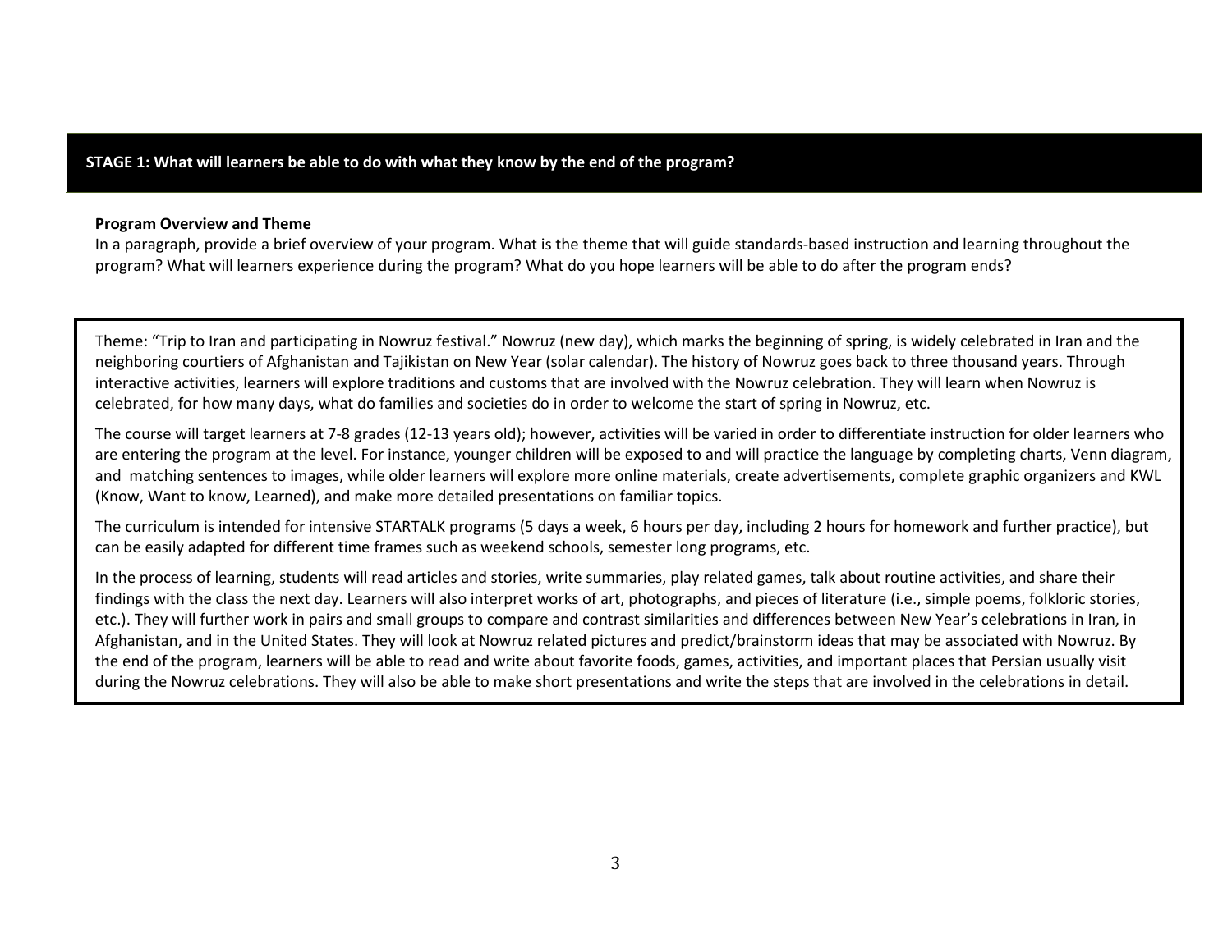## STAGE 1: What will learners be able to do with what they know by the end of the program?

**Program Overview and Theme**

In a paragraph, provide a brief overview of your program. What is the theme that will guide standards-based instruction and learning throughout the program? What will learners experience during the program? What do you hope learners will be able to do after the program ends?

Theme: "Trip to Iran and participating in Nowruz festival." Nowruz (new day), which marks the beginning of spring, is widely celebrated in Iran and the neighboring courtiers of Afghanistan and Tajikistan on New Year (solar calendar). The history of Nowruz goes back to three thousand years. Through interactive activities, learners will explore traditions and customs that are involved with the Nowruz celebration. They will learn when Nowruz is celebrated, for how many days, what do families and societies do in order to welcome the start of spring in Nowruz, etc.

The course will target learners at 7-8 grades (12-13 years old); however, activities will be varied in order to differentiate instruction for older learners who are entering the program at the level. For instance, younger children will be exposed to and will practice the language by completing charts, Venn diagram, and matching sentences to images, while older learners will explore more online materials, create advertisements, complete graphic organizers and KWL (Know, Want to know, Learned), and make more detailed presentations on familiar topics.

The curriculum is intended for intensive STARTALK programs (5 days a week, 6 hours per day, including 2 hours for homework and further practice), but can be easily adapted for different time frames such as weekend schools, semester long programs, etc.

In the process of learning, students will read articles and stories, write summaries, play related games, talk about routine activities, and share their findings with the class the next day. Learners will also interpret works of art, photographs, and pieces of literature (i.e., simple poems, folkloric stories, etc.). They will further work in pairs and small groups to compare and contrast similarities and differences between New Year's celebrations in Iran, in Afghanistan, and in the United States. They will look at Nowruz related pictures and predict/brainstorm ideas that may be associated with Nowruz. By the end of the program, learners will be able to read and write about favorite foods, games, activities, and important places that Persian usually visit during the Nowruz celebrations. They will also be able to make short presentations and write the steps that are involved in the celebrations in detail.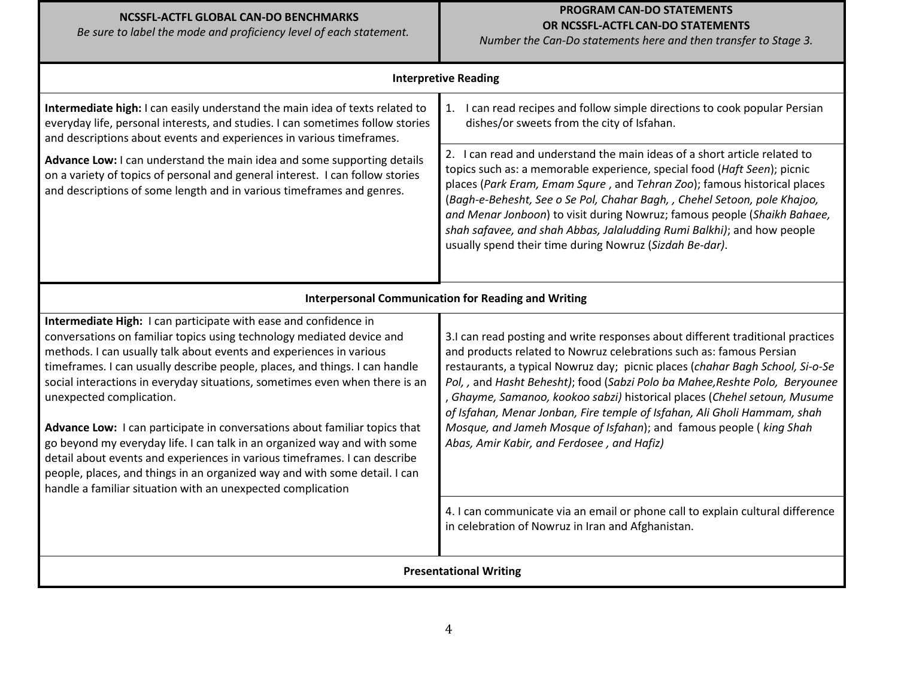| **NCSSFL-ACTFL GLOBAL CAN-DO BENCHMARKS**<br>*Be sure to label the mode and proficiency level of each statement.* | **PROGRAM CAN-DO STATEMENTS**<br>**OR NCSSFL-ACTFL CAN-DO STATEMENTS**<br>*Number the Can-Do statements here and then transfer to Stage 3.* |
|---|---|
| **Interpretive Reading** | |
| **Intermediate high:** I can easily understand the main idea of texts related to everyday life, personal interests, and studies. I can sometimes follow stories and descriptions about events and experiences in various timeframes.<br><br>**Advance Low:** I can understand the main idea and some supporting details on a variety of topics of personal and general interest. I can follow stories and descriptions of some length and in various timeframes and genres. | 1. I can read recipes and follow simple directions to cook popular Persian dishes/or sweets from the city of Isfahan.<br><br>2. I can read and understand the main ideas of a short article related to topics such as: a memorable experience, special food (*Haft Seen*); picnic places (*Park Eram, Emam Squre* , and *Tehran Zoo*); famous historical places (*Bagh-e-Behesht, See o Se Pol, Chahar Bagh, , Chehel Setoon, pole Khajoo, and Menar Jonboon*) to visit during Nowruz; famous people (*Shaikh Bahaee, shah safavee, and shah Abbas, Jalaludding Rumi Balkhi)*; and how people usually spend their time during Nowruz (*Sizdah Be-dar)*. |
| **Interpersonal Communication for Reading and Writing** | |
| **Intermediate High:** I can participate with ease and confidence in conversations on familiar topics using technology mediated device and methods. I can usually talk about events and experiences in various timeframes. I can usually describe people, places, and things. I can handle social interactions in everyday situations, sometimes even when there is an unexpected complication.<br><br>**Advance Low:** I can participate in conversations about familiar topics that go beyond my everyday life. I can talk in an organized way and with some detail about events and experiences in various timeframes. I can describe people, places, and things in an organized way and with some detail. I can handle a familiar situation with an unexpected complication | 3.I can read posting and write responses about different traditional practices and products related to Nowruz celebrations such as: famous Persian restaurants, a typical Nowruz day; picnic places (*chahar Bagh School, Si-o-Se Pol, ,* and *Hasht Behesht)*; food (*Sabzi Polo ba Mahee,Reshte Polo, Beryounee , Ghayme, Samanoo, kookoo sabzi)* historical places (*Chehel setoun, Musume of Isfahan, Menar Jonban, Fire temple of Isfahan, Ali Gholi Hammam, shah Mosque, and Jameh Mosque of Isfahan*); and famous people ( *king Shah Abas, Amir Kabir, and Ferdosee , and Hafiz)*<br><br>4. I can communicate via an email or phone call to explain cultural difference in celebration of Nowruz in Iran and Afghanistan. |
| **Presentational Writing** | |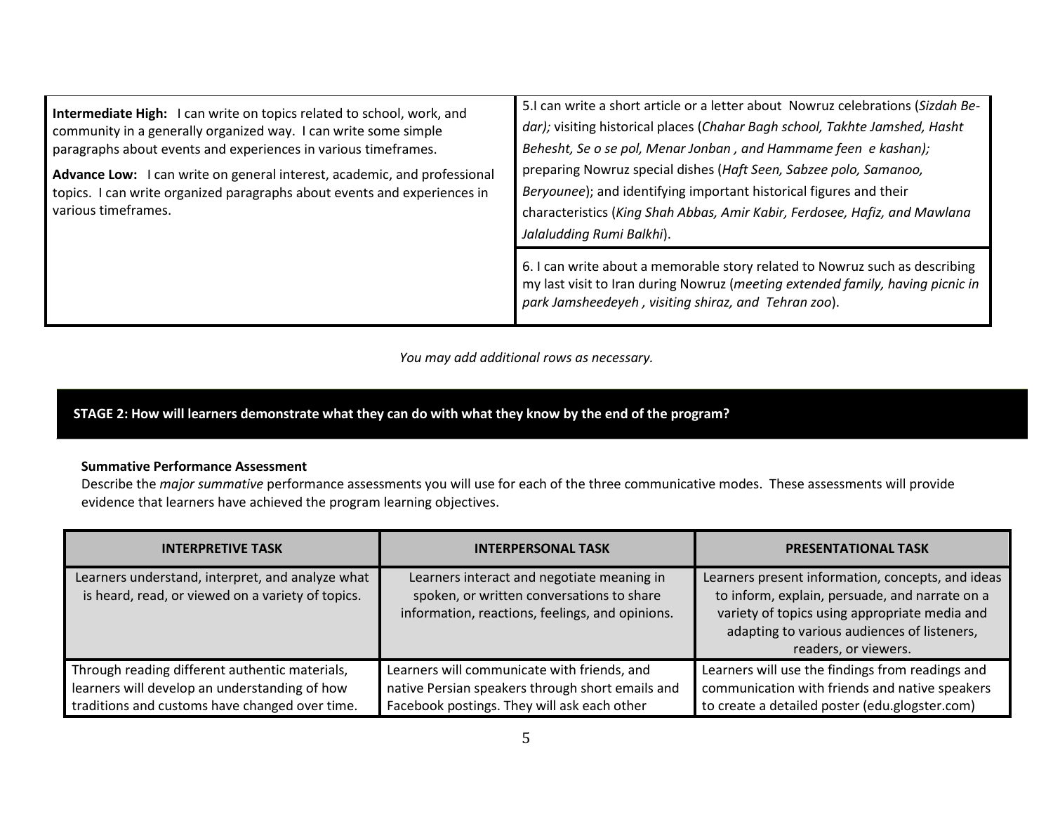| | |
|---|---|
| **Intermediate High:** I can write on topics related to school, work, and community in a generally organized way. I can write some simple paragraphs about events and experiences in various timeframes.<br><br>**Advance Low:** I can write on general interest, academic, and professional topics. I can write organized paragraphs about events and experiences in various timeframes. | 5.I can write a short article or a letter about Nowruz celebrations (*Sizdah Be-dar);* visiting historical places (*Chahar Bagh school, Takhte Jamshed, Hasht Behesht, Se o se pol, Menar Jonban , and Hammame feen e kashan);* preparing Nowruz special dishes (*Haft Seen, Sabzee polo, Samanoo, Beryounee*); and identifying important historical figures and their characteristics (*King Shah Abbas, Amir Kabir, Ferdosee, Hafiz, and Mawlana Jalaludding Rumi Balkhi*). |
| | 6. I can write about a memorable story related to Nowruz such as describing my last visit to Iran during Nowruz (*meeting extended family, having picnic in park Jamsheedeyeh , visiting shiraz, and Tehran zoo*). |

*You may add additional rows as necessary.*

## STAGE 2: How will learners demonstrate what they can do with what they know by the end of the program?

**Summative Performance Assessment**

Describe the *major summative* performance assessments you will use for each of the three communicative modes. These assessments will provide evidence that learners have achieved the program learning objectives.

| INTERPRETIVE TASK | INTERPERSONAL TASK | PRESENTATIONAL TASK |
|---|---|---|
| Learners understand, interpret, and analyze what is heard, read, or viewed on a variety of topics. | Learners interact and negotiate meaning in spoken, or written conversations to share information, reactions, feelings, and opinions. | Learners present information, concepts, and ideas to inform, explain, persuade, and narrate on a variety of topics using appropriate media and adapting to various audiences of listeners, readers, or viewers. |
| Through reading different authentic materials, learners will develop an understanding of how traditions and customs have changed over time. | Learners will communicate with friends, and native Persian speakers through short emails and Facebook postings. They will ask each other | Learners will use the findings from readings and communication with friends and native speakers to create a detailed poster (edu.glogster.com) |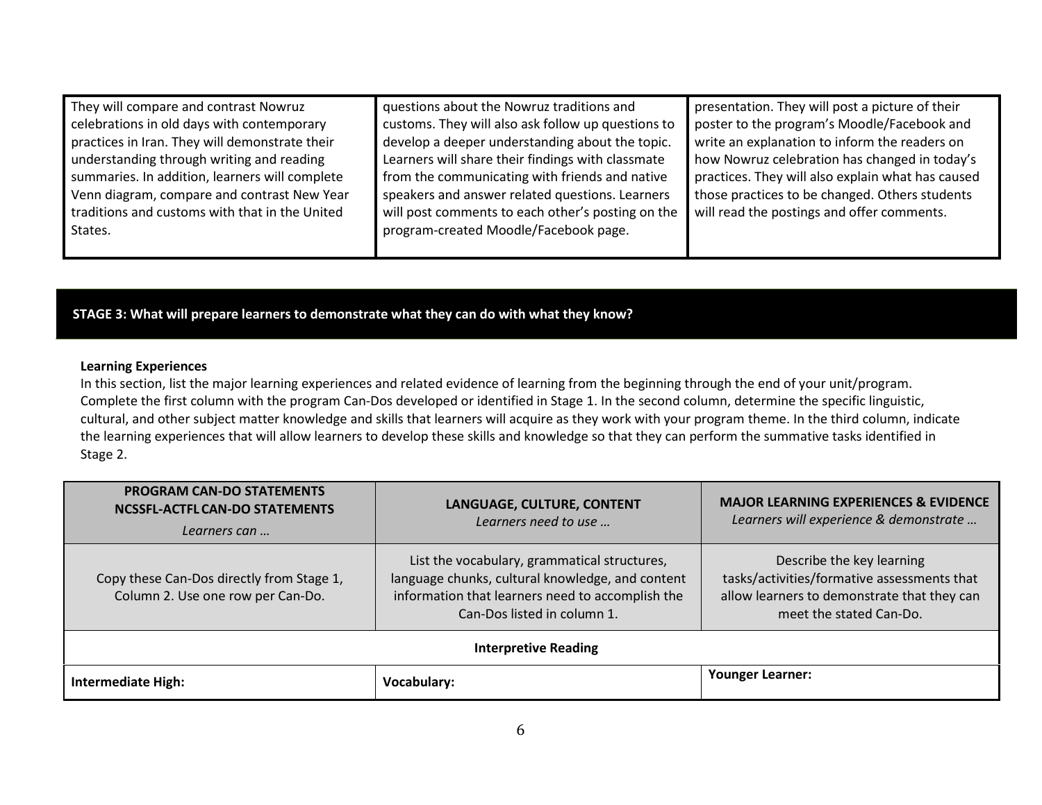| | | |
|---|---|---|
| They will compare and contrast Nowruz celebrations in old days with contemporary practices in Iran. They will demonstrate their understanding through writing and reading summaries. In addition, learners will complete Venn diagram, compare and contrast New Year traditions and customs with that in the United States. | questions about the Nowruz traditions and customs. They will also ask follow up questions to develop a deeper understanding about the topic. Learners will share their findings with classmate from the communicating with friends and native speakers and answer related questions. Learners will post comments to each other's posting on the program-created Moodle/Facebook page. | presentation. They will post a picture of their poster to the program's Moodle/Facebook and write an explanation to inform the readers on how Nowruz celebration has changed in today's practices. They will also explain what has caused those practices to be changed. Others students will read the postings and offer comments. |

## STAGE 3: What will prepare learners to demonstrate what they can do with what they know?

**Learning Experiences**

In this section, list the major learning experiences and related evidence of learning from the beginning through the end of your unit/program. Complete the first column with the program Can-Dos developed or identified in Stage 1. In the second column, determine the specific linguistic, cultural, and other subject matter knowledge and skills that learners will acquire as they work with your program theme. In the third column, indicate the learning experiences that will allow learners to develop these skills and knowledge so that they can perform the summative tasks identified in Stage 2.

| **PROGRAM CAN-DO STATEMENTS NCSSFL-ACTFL CAN-DO STATEMENTS** *Learners can …* | **LANGUAGE, CULTURE, CONTENT** *Learners need to use …* | **MAJOR LEARNING EXPERIENCES & EVIDENCE** *Learners will experience & demonstrate …* |
|---|---|---|
| Copy these Can-Dos directly from Stage 1, Column 2. Use one row per Can-Do. | List the vocabulary, grammatical structures, language chunks, cultural knowledge, and content information that learners need to accomplish the Can-Dos listed in column 1. | Describe the key learning tasks/activities/formative assessments that allow learners to demonstrate that they can meet the stated Can-Do. |
| **Interpretive Reading** | | |
| **Intermediate High:** | **Vocabulary:** | **Younger Learner:** |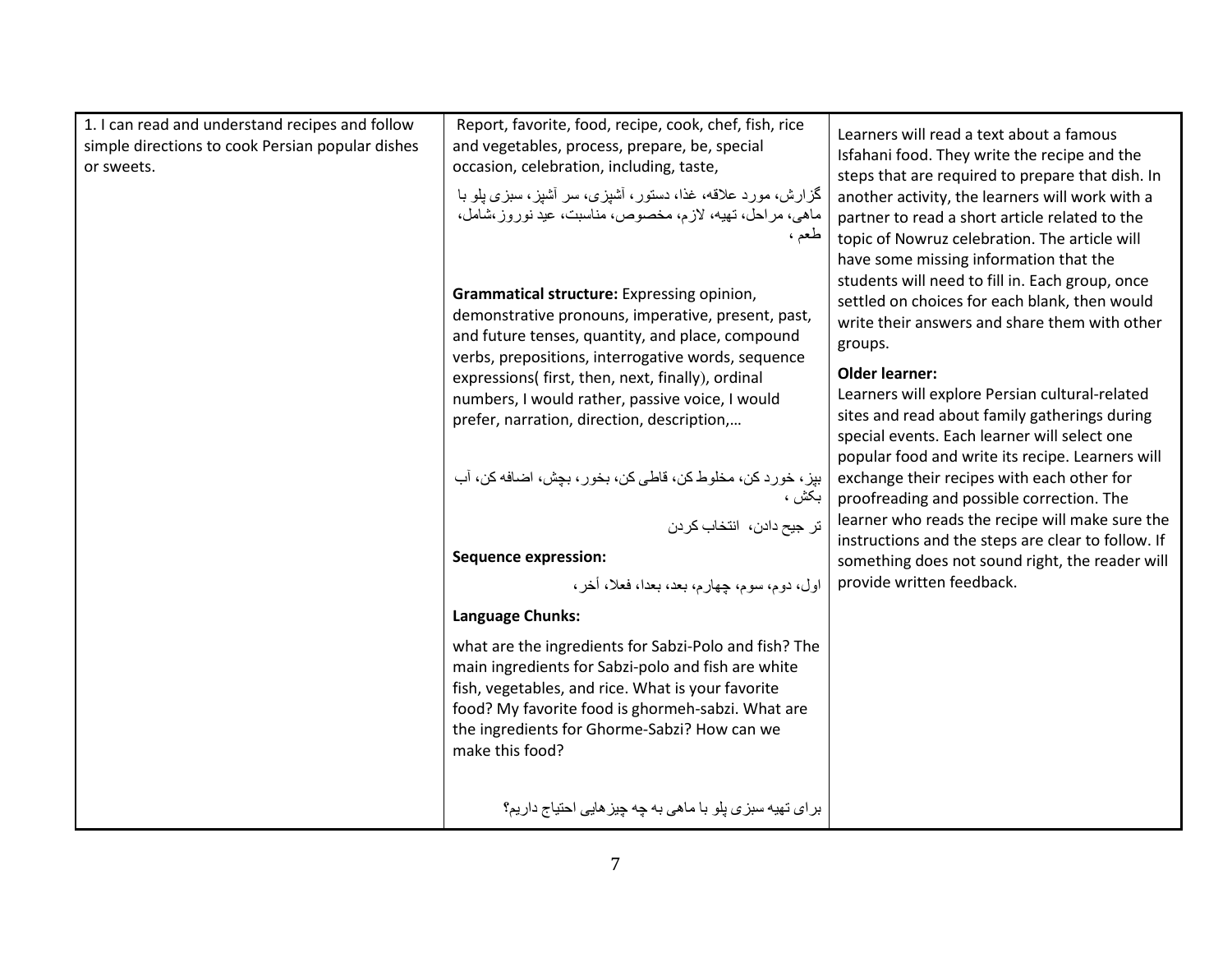| | | |
|---|---|---|
| 1. I can read and understand recipes and follow simple directions to cook Persian popular dishes or sweets. | Report, favorite, food, recipe, cook, chef, fish, rice and vegetables, process, prepare, be, special occasion, celebration, including, taste,<br><br>گزارش، مورد علاقه، غذا، دستور، آشپزی، سر آشپز، سبزی پلو با ماهی، مراحل، تهیه، لازم، مخصوص، مناسبت، عید نوروز،شامل، طعم ،<br><br>**Grammatical structure:** Expressing opinion, demonstrative pronouns, imperative, present, past, and future tenses, quantity, and place, compound verbs, prepositions, interrogative words, sequence expressions( first, then, next, finally), ordinal numbers, I would rather, passive voice, I would prefer, narration, direction, description,…<br><br>بپز، خورد کن، مخلوط کن، قاطی کن، بخور، بچش، اضافه کن، آب بکش ،<br><br>ترجیح دادن، انتخاب کردن<br><br>**Sequence expression:**<br><br>اول، دوم، سوم، چهارم، بعد، بعدا، فعلا، آخر،<br><br>**Language Chunks:**<br><br>what are the ingredients for Sabzi-Polo and fish? The main ingredients for Sabzi-polo and fish are white fish, vegetables, and rice. What is your favorite food? My favorite food is ghormeh-sabzi. What are the ingredients for Ghorme-Sabzi? How can we make this food?<br><br>برای تهیه سبزی پلو با ماهی به چه چیزهایی احتیاج داریم؟ | Learners will read a text about a famous Isfahani food. They write the recipe and the steps that are required to prepare that dish. In another activity, the learners will work with a partner to read a short article related to the topic of Nowruz celebration. The article will have some missing information that the students will need to fill in. Each group, once settled on choices for each blank, then would write their answers and share them with other groups.<br><br>**Older learner:**<br>Learners will explore Persian cultural-related sites and read about family gatherings during special events. Each learner will select one popular food and write its recipe. Learners will exchange their recipes with each other for proofreading and possible correction. The learner who reads the recipe will make sure the instructions and the steps are clear to follow. If something does not sound right, the reader will provide written feedback. |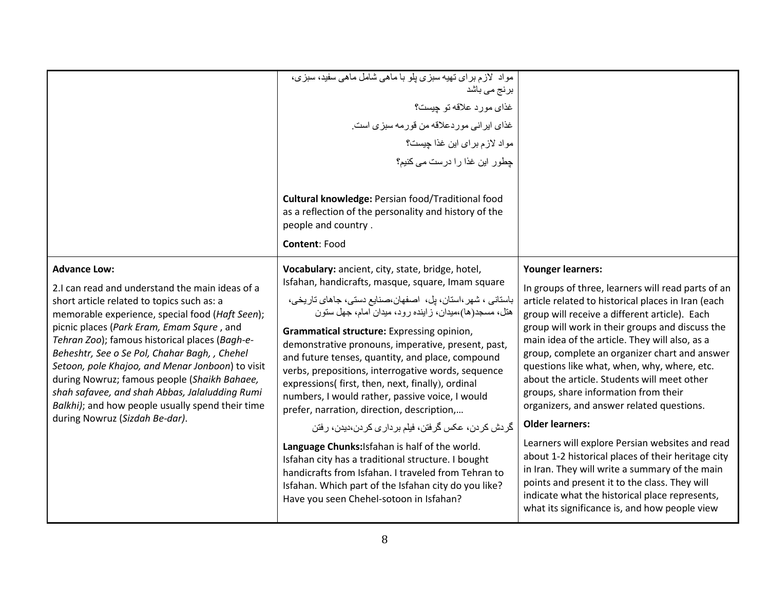| | | |
|---|---|---|
| | مواد لازم برای تهیه سبزی پلو با ماهی شامل ماهی سفید، سبزی، برنج می باشد<br><br>غذای مورد علاقه تو چیست؟<br><br>غذای ایرانی موردعلاقه من قورمه سبزی است.<br><br>مواد لازم برای این غذا چیست؟<br><br>چطور این غذا را درست می کنیم؟<br><br>**Cultural knowledge:** Persian food/Traditional food as a reflection of the personality and history of the people and country .<br><br>**Content**: Food | |
| **Advance Low:**<br><br>2.I can read and understand the main ideas of a short article related to topics such as: a memorable experience, special food (*Haft Seen*); picnic places (*Park Eram, Emam Squre* , and *Tehran Zoo*); famous historical places (*Bagh-e-Beheshtr, See o Se Pol, Chahar Bagh, , Chehel Setoon, pole Khajoo, and Menar Jonboon*) to visit during Nowruz; famous people (*Shaikh Bahaee, shah safavee, and shah Abbas, Jalaludding Rumi Balkhi)*; and how people usually spend their time during Nowruz (*Sizdah Be-dar)*. | **Vocabulary:** ancient, city, state, bridge, hotel, Isfahan, handicrafts, masque, square, Imam square<br><br>باستانی ، شهر،استان، پل، اصفهان،صنایع دستی، جاهای تاریخی، هتل، مسجد(ها)،میدان، زاینده رود، میدان امام، چهل ستون<br><br>**Grammatical structure:** Expressing opinion, demonstrative pronouns, imperative, present, past, and future tenses, quantity, and place, compound verbs, prepositions, interrogative words, sequence expressions( first, then, next, finally), ordinal numbers, I would rather, passive voice, I would prefer, narration, direction, description,…<br><br>گردش کردن، عکس گرفتن، فیلم برداری کردن،دیدن، رفتن<br><br>**Language Chunks:**Isfahan is half of the world. Isfahan city has a traditional structure. I bought handicrafts from Isfahan. I traveled from Tehran to Isfahan. Which part of the Isfahan city do you like? Have you seen Chehel-sotoon in Isfahan? | **Younger learners:**<br><br>In groups of three, learners will read parts of an article related to historical places in Iran (each group will receive a different article). Each group will work in their groups and discuss the main idea of the article. They will also, as a group, complete an organizer chart and answer questions like what, when, why, where, etc. about the article. Students will meet other groups, share information from their organizers, and answer related questions.<br><br>**Older learners:**<br><br>Learners will explore Persian websites and read about 1-2 historical places of their heritage city in Iran. They will write a summary of the main points and present it to the class. They will indicate what the historical place represents, what its significance is, and how people view |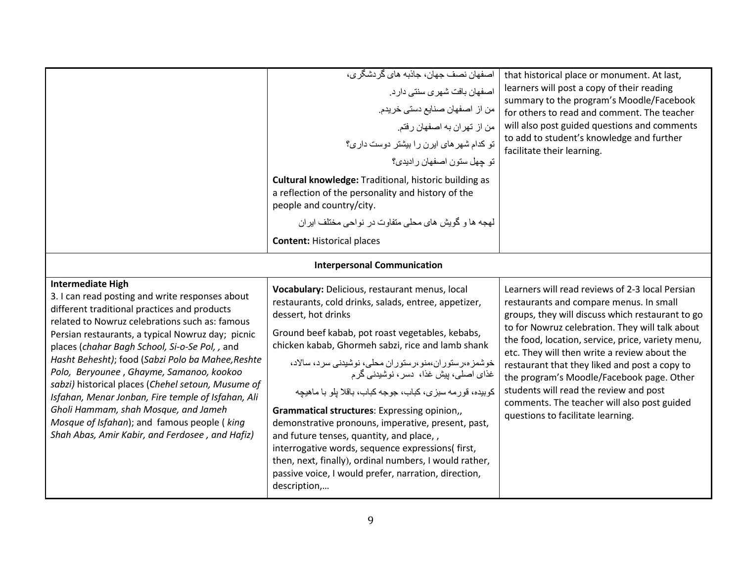| | | |
|---|---|---|
| | اصفهان نصف جهان، جاذبه های گردشگری،<br><br>اصفهان بافت شهری سنتی دارد.<br><br>من از اصفهان صنایع دستی خریدم.<br><br>من از تهران به اصفهان رفتم.<br><br>تو کدام شهرهای ایرن را بیشتر دوست داری؟<br><br>تو چهل ستون اصفهان رادیدی؟<br><br>**Cultural knowledge:** Traditional, historic building as a reflection of the personality and history of the people and country/city.<br><br>لهجه ها و گویش های محلی متفاوت در نواحی مختلف ایران<br><br>**Content:** Historical places | that historical place or monument. At last, learners will post a copy of their reading summary to the program's Moodle/Facebook for others to read and comment. The teacher will also post guided questions and comments to add to student's knowledge and further facilitate their learning. |
| **Interpersonal Communication** | | |
| **Intermediate High**<br>3. I can read posting and write responses about different traditional practices and products related to Nowruz celebrations such as: famous Persian restaurants, a typical Nowruz day; picnic places (*chahar Bagh School, Si-o-Se Pol, ,* and *Hasht Behesht)*; food (*Sabzi Polo ba Mahee,Reshte Polo, Beryounee , Ghayme, Samanoo, kookoo sabzi)* historical places (*Chehel setoun, Musume of Isfahan, Menar Jonban, Fire temple of Isfahan, Ali Gholi Hammam, shah Mosque, and Jameh Mosque of Isfahan*); and famous people ( *king Shah Abas, Amir Kabir, and Ferdosee , and Hafiz)* | **Vocabulary:** Delicious, restaurant menus, local restaurants, cold drinks, salads, entree, appetizer, dessert, hot drinks<br><br>Ground beef kabab, pot roast vegetables, kebabs, chicken kabab, Ghormeh sabzi, rice and lamb shank<br><br>خوشمزه،رستوران،منو،رستوران محلی، نوشیدنی سرد، سالاد، غذای اصلی، پیش غذا، دسر، نوشیدنی گرم<br><br>کوبیده، قورمه سبزی، کباب، جوجه کباب، باقلا پلو با ماهیچه<br><br>**Grammatical structures**: Expressing opinion,, demonstrative pronouns, imperative, present, past, and future tenses, quantity, and place, , interrogative words, sequence expressions( first, then, next, finally), ordinal numbers, I would rather, passive voice, I would prefer, narration, direction, description,… | Learners will read reviews of 2-3 local Persian restaurants and compare menus. In small groups, they will discuss which restaurant to go to for Nowruz celebration. They will talk about the food, location, service, price, variety menu, etc. They will then write a review about the restaurant that they liked and post a copy to the program's Moodle/Facebook page. Other students will read the review and post comments. The teacher will also post guided questions to facilitate learning. |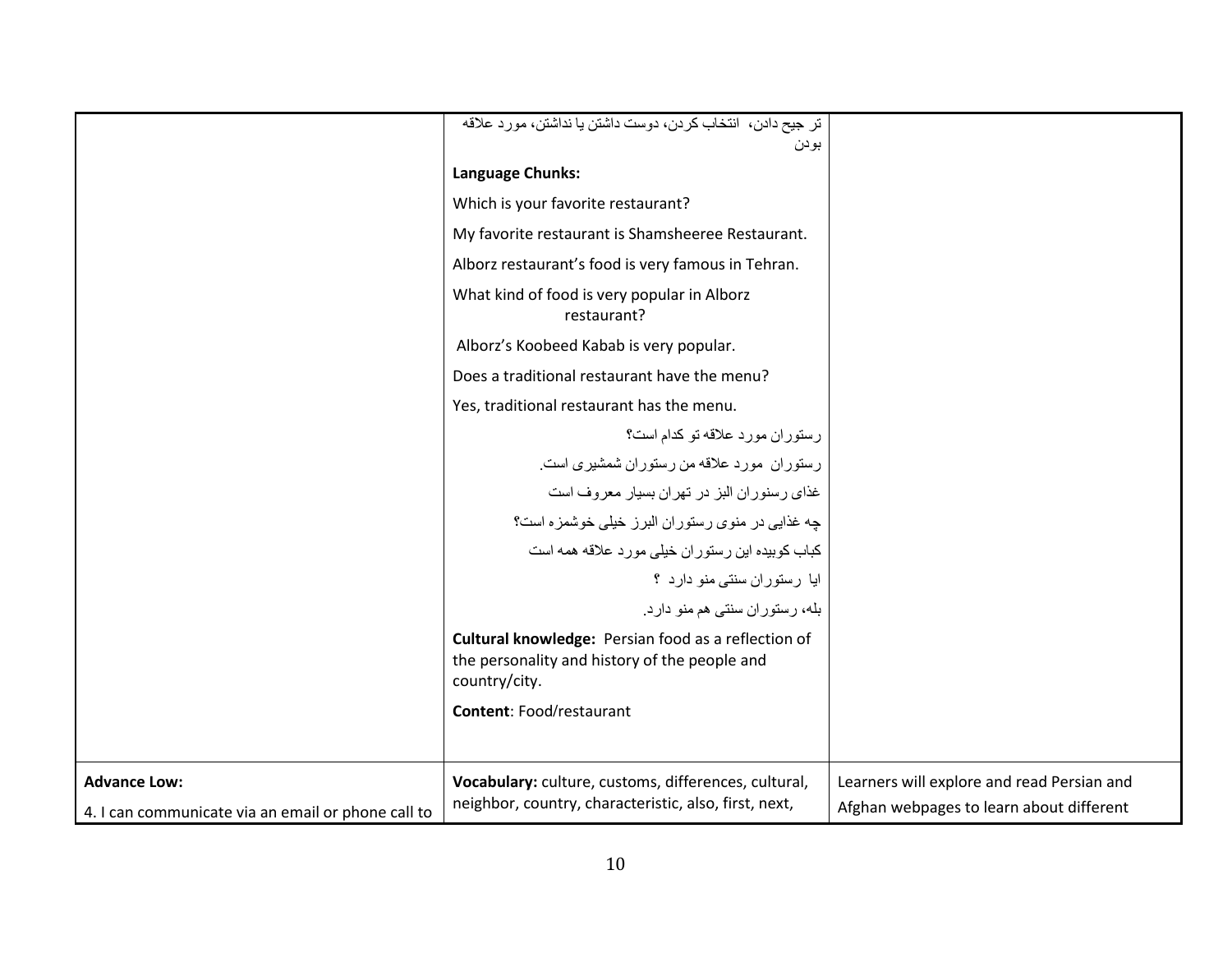| | | |
|---|---|---|
| | ترجیح دادن، انتخاب کردن، دوست داشتن یا نداشتن، مورد علاقه بودن<br><br>**Language Chunks:**<br><br>Which is your favorite restaurant?<br><br>My favorite restaurant is Shamsheeree Restaurant.<br><br>Alborz restaurant's food is very famous in Tehran.<br><br>What kind of food is very popular in Alborz restaurant?<br><br>Alborz's Koobeed Kabab is very popular.<br><br>Does a traditional restaurant have the menu?<br><br>Yes, traditional restaurant has the menu.<br><br>رستوران مورد علاقه تو کدام است؟<br><br>رستوران مورد علاقه من رستوران شمشیری است.<br><br>غذای رسنوران البز در تهران بسیار معروف است<br><br>چه غذایی در منوی رستوران البرز خیلی خوشمزه است؟<br><br>کباب کوبیده این رستوران خیلی مورد علاقه همه است<br><br>ایا رستوران سنتی منو دارد ؟<br><br>بله، رستوران سنتی هم منو دارد.<br><br>**Cultural knowledge:** Persian food as a reflection of the personality and history of the people and country/city.<br><br>**Content**: Food/restaurant | |
| **Advance Low:**<br><br>4. I can communicate via an email or phone call to | **Vocabulary:** culture, customs, differences, cultural, neighbor, country, characteristic, also, first, next, | Learners will explore and read Persian and Afghan webpages to learn about different |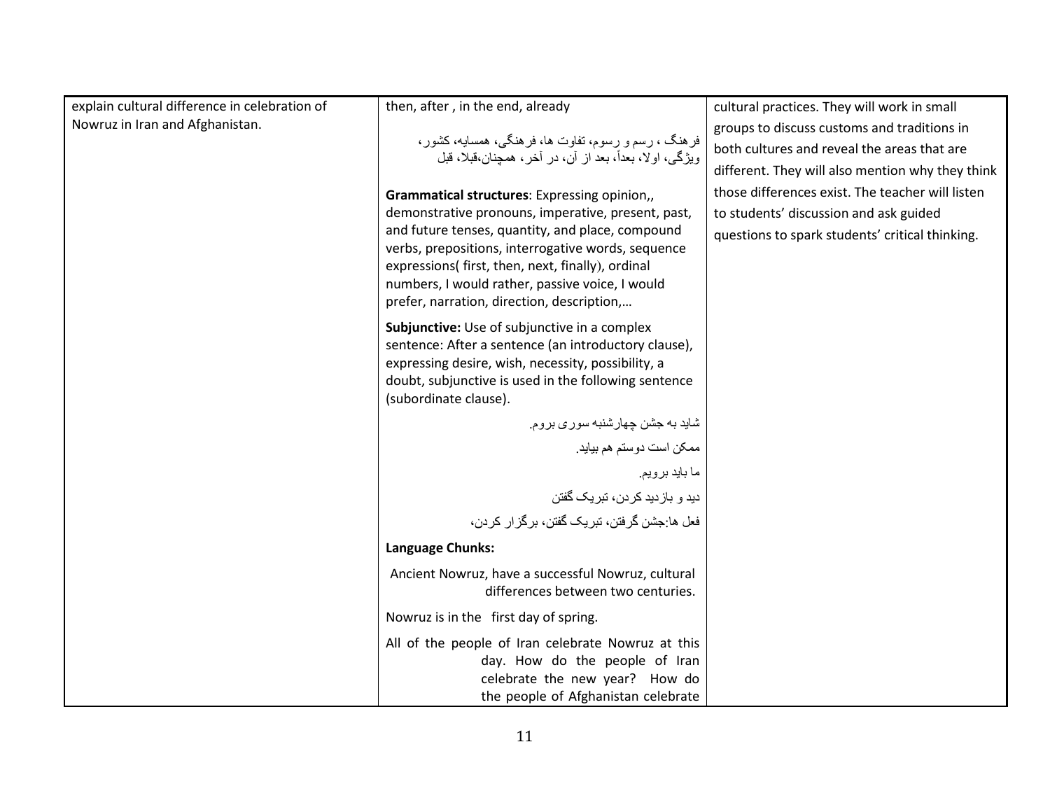| | | |
|---|---|---|
| explain cultural difference in celebration of Nowruz in Iran and Afghanistan. | then, after , in the end, already<br><br>فرهنگ ، رسم و رسوم، تفاوت ها، فرهنگی، همسایه، کشور، ویژگی، اولا، بعداً، بعد از آن، در آخر، همچنان،قبلا، قبل<br><br>**Grammatical structures**: Expressing opinion,, demonstrative pronouns, imperative, present, past, and future tenses, quantity, and place, compound verbs, prepositions, interrogative words, sequence expressions( first, then, next, finally), ordinal numbers, I would rather, passive voice, I would prefer, narration, direction, description,…<br><br>**Subjunctive:** Use of subjunctive in a complex sentence: After a sentence (an introductory clause), expressing desire, wish, necessity, possibility, a doubt, subjunctive is used in the following sentence (subordinate clause).<br><br>شاید به جشن چهارشنبه سوری بروم.<br><br>ممکن است دوستم هم بیاید.<br><br>ما باید برویم.<br><br>دید و بازدید کردن، تبریک گفتن<br><br>فعل ها:جشن گرفتن، تبریک گفتن، برگزار کردن،<br><br>**Language Chunks:**<br><br>Ancient Nowruz, have a successful Nowruz, cultural differences between two centuries.<br><br>Nowruz is in the first day of spring.<br><br>All of the people of Iran celebrate Nowruz at this day. How do the people of Iran celebrate the new year? How do the people of Afghanistan celebrate | cultural practices. They will work in small groups to discuss customs and traditions in both cultures and reveal the areas that are different. They will also mention why they think those differences exist. The teacher will listen to students' discussion and ask guided questions to spark students' critical thinking. |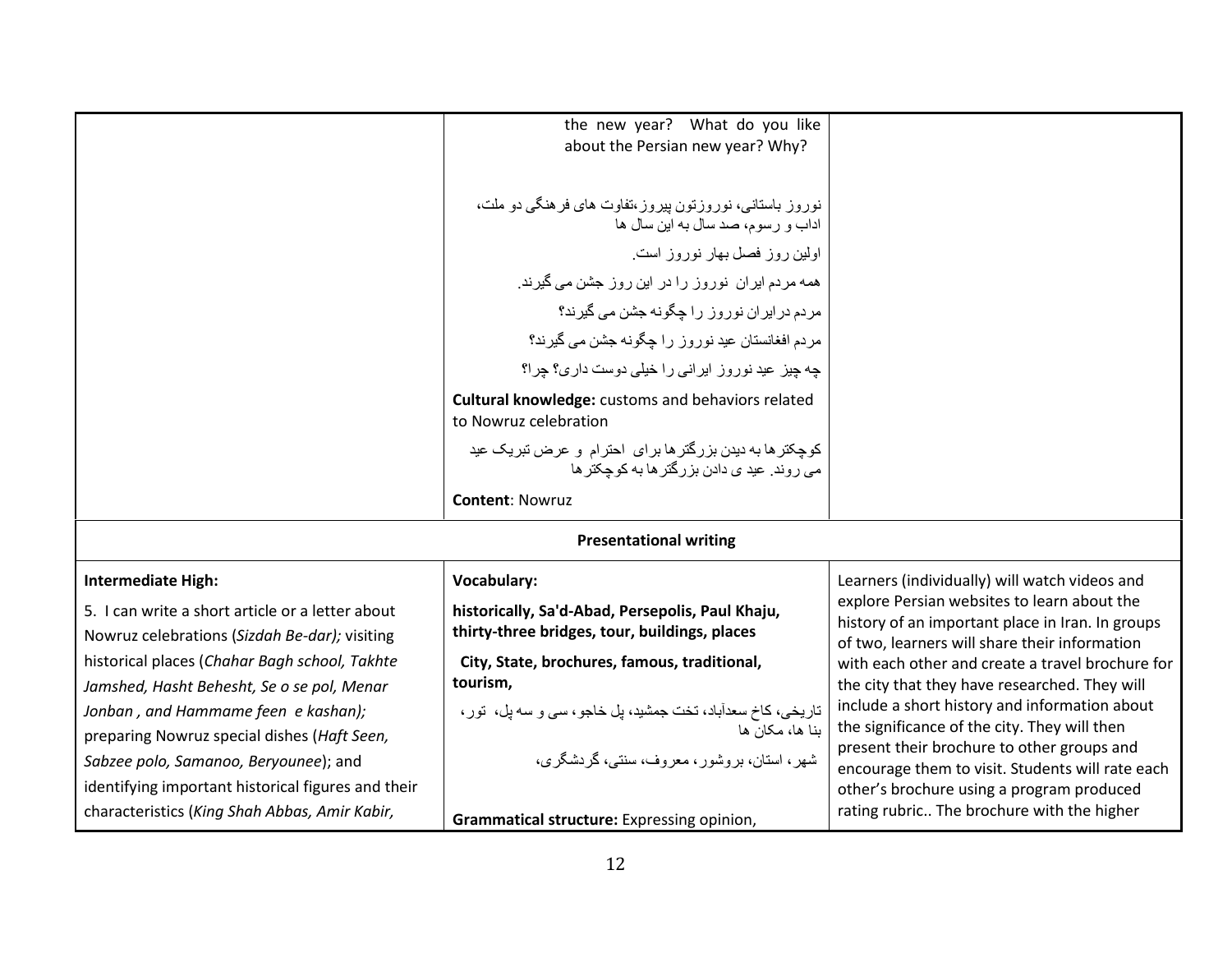| | | |
|---|---|---|
| | the new year? What do you like about the Persian new year? Why?<br><br>نوروز باستانی، نوروزتون پیروز،تفاوت های فرهنگی دو ملت، اداب و رسوم، صد سال به این سال ها<br><br>اولین روز فصل بهار نوروز است.<br><br>همه مردم ایران نوروز را در این روز جشن می گیرند.<br><br>مردم درایران نوروز را چگونه جشن می گیرند؟<br><br>مردم افغانستان عید نوروز را چگونه جشن می گیرند؟<br><br>چه چیز عید نوروز ایرانی را خیلی دوست داری؟ چرا؟<br><br>**Cultural knowledge:** customs and behaviors related to Nowruz celebration<br><br>کوچکترها به دیدن بزرگترها برای احترام و عرض تبریک عید می روند. عیدی دادن بزرگترها به کوچکترها<br><br>**Content**: Nowruz | |
| **Presentational writing** | | |
| **Intermediate High:**<br><br>5. I can write a short article or a letter about Nowruz celebrations (*Sizdah Be-dar);* visiting historical places (*Chahar Bagh school, Takhte Jamshed, Hasht Behesht, Se o se pol, Menar Jonban , and Hammame feen e kashan);* preparing Nowruz special dishes (*Haft Seen, Sabzee polo, Samanoo, Beryounee*); and identifying important historical figures and their characteristics (*King Shah Abbas, Amir Kabir,* | **Vocabulary:**<br><br>**historically, Sa'd-Abad, Persepolis, Paul Khaju, thirty-three bridges, tour, buildings, places**<br><br>**City, State, brochures, famous, traditional, tourism,**<br><br>تاریخی، کاخ سعدآباد، تخت جمشید، پل خاجو، سی و سه پل، تور، بنا ها، مکان ها<br><br>شهر، استان، بروشور، معروف، سنتی، گردشگری،<br><br>**Grammatical structure:** Expressing opinion, | Learners (individually) will watch videos and explore Persian websites to learn about the history of an important place in Iran. In groups of two, learners will share their information with each other and create a travel brochure for the city that they have researched. They will include a short history and information about the significance of the city. They will then present their brochure to other groups and encourage them to visit. Students will rate each other's brochure using a program produced rating rubric.. The brochure with the higher |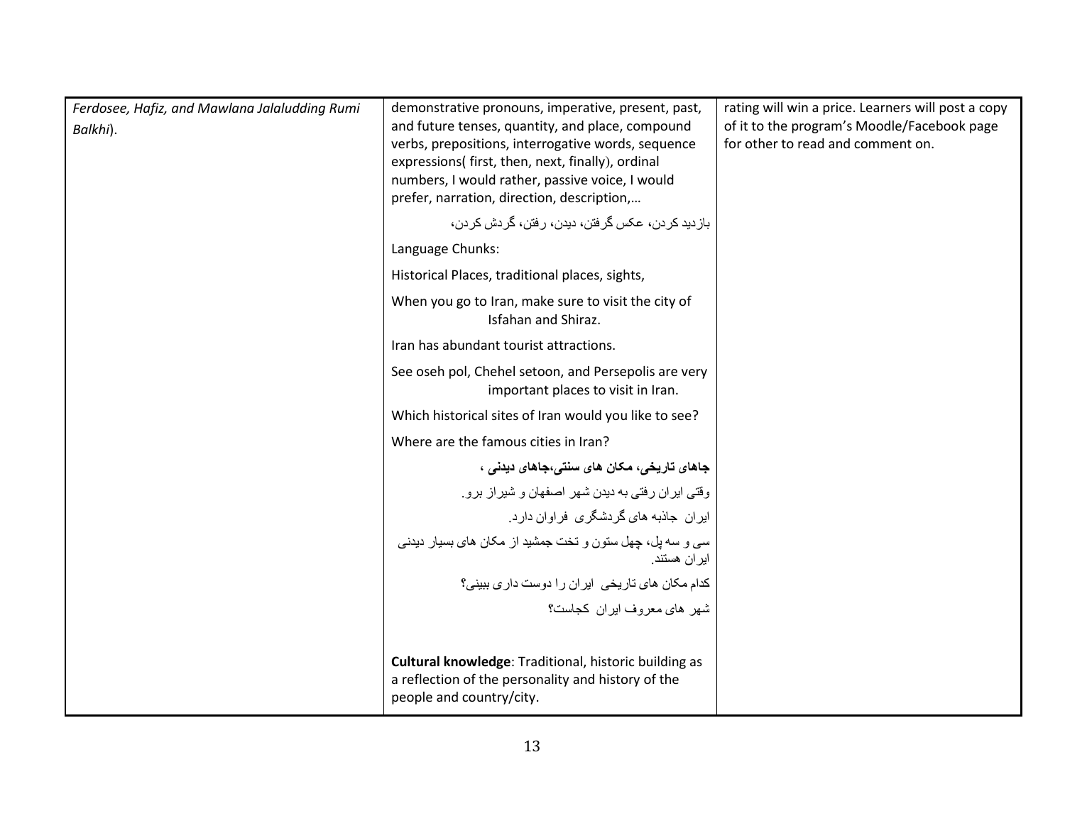| | | |
|---|---|---|
| *Ferdosee, Hafiz, and Mawlana Jalaludding Rumi Balkhi*). | demonstrative pronouns, imperative, present, past, and future tenses, quantity, and place, compound verbs, prepositions, interrogative words, sequence expressions( first, then, next, finally), ordinal numbers, I would rather, passive voice, I would prefer, narration, direction, description,…<br><br>بازدید کردن، عکس گرفتن، دیدن، رفتن، گردش کردن،<br><br>Language Chunks:<br><br>Historical Places, traditional places, sights,<br><br>When you go to Iran, make sure to visit the city of Isfahan and Shiraz.<br><br>Iran has abundant tourist attractions.<br><br>See oseh pol, Chehel setoon, and Persepolis are very important places to visit in Iran.<br><br>Which historical sites of Iran would you like to see?<br><br>Where are the famous cities in Iran?<br><br>**جاهای تاریخی، مکان های سنتی،جاهای دیدنی ،**<br><br>وقتی ایران رفتی به دیدن شهر اصفهان و شیراز برو.<br><br>ایران جاذبه های گردشگری فراوان دارد.<br><br>سی و سه پل، چهل ستون و تخت جمشید از مکان های بسیار دیدنی ایران هستند.<br><br>کدام مکان های تاریخی ایران را دوست داری ببینی؟<br><br>شهر های معروف ایران کجاست؟<br><br>**Cultural knowledge**: Traditional, historic building as a reflection of the personality and history of the people and country/city. | rating will win a price. Learners will post a copy of it to the program's Moodle/Facebook page for other to read and comment on. |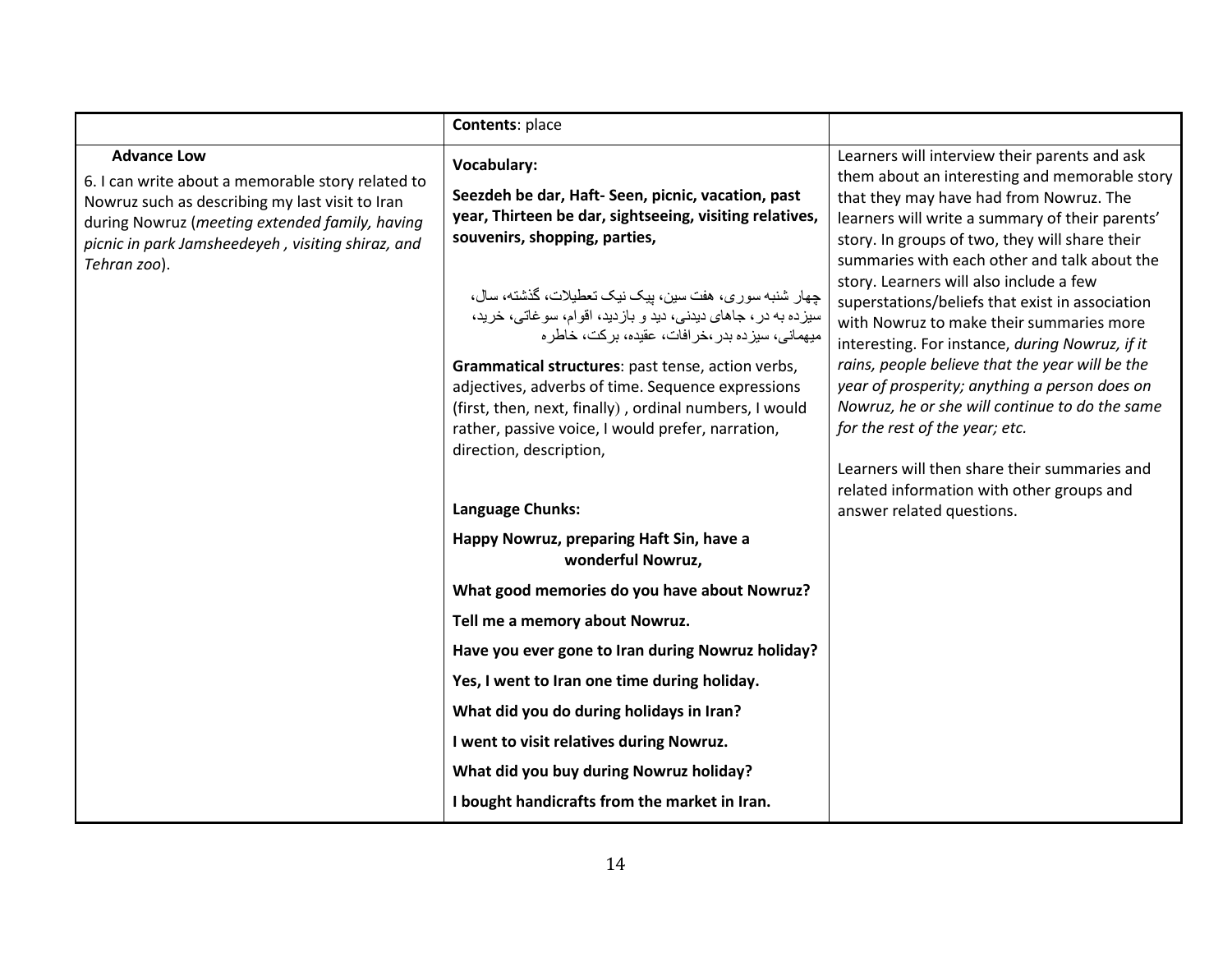|  | **Contents**: place |  |
|---|---|---|
| **Advance Low**<br><br>6. I can write about a memorable story related to Nowruz such as describing my last visit to Iran during Nowruz (*meeting extended family, having picnic in park Jamsheedeyeh , visiting shiraz, and Tehran zoo*). | **Vocabulary:**<br><br>**Seezdeh be dar, Haft- Seen, picnic, vacation, past year, Thirteen be dar, sightseeing, visiting relatives, souvenirs, shopping, parties,**<br><br>چهار شنبه سوری، هفت سین، پیک نیک تعطیلات، گذشته، سال، سیزده به در، جاهای دیدنی، دید و بازدید، اقوام، سوغاتی، خرید، میهمانی، سیزده بدر،خرافات، عقیده، برکت، خاطره<br><br>**Grammatical structures**: past tense, action verbs, adjectives, adverbs of time. Sequence expressions (first, then, next, finally) , ordinal numbers, I would rather, passive voice, I would prefer, narration, direction, description,<br><br>**Language Chunks:**<br><br>**Happy Nowruz, preparing Haft Sin, have a wonderful Nowruz,**<br><br>**What good memories do you have about Nowruz?**<br><br>**Tell me a memory about Nowruz.**<br><br>**Have you ever gone to Iran during Nowruz holiday?**<br><br>**Yes, I went to Iran one time during holiday.**<br><br>**What did you do during holidays in Iran?**<br><br>**I went to visit relatives during Nowruz.**<br><br>**What did you buy during Nowruz holiday?**<br><br>**I bought handicrafts from the market in Iran.** | Learners will interview their parents and ask them about an interesting and memorable story that they may have had from Nowruz. The learners will write a summary of their parents' story. In groups of two, they will share their summaries with each other and talk about the story. Learners will also include a few superstations/beliefs that exist in association with Nowruz to make their summaries more interesting. For instance, *during Nowruz, if it rains, people believe that the year will be the year of prosperity; anything a person does on Nowruz, he or she will continue to do the same for the rest of the year; etc.*<br><br>Learners will then share their summaries and related information with other groups and answer related questions. |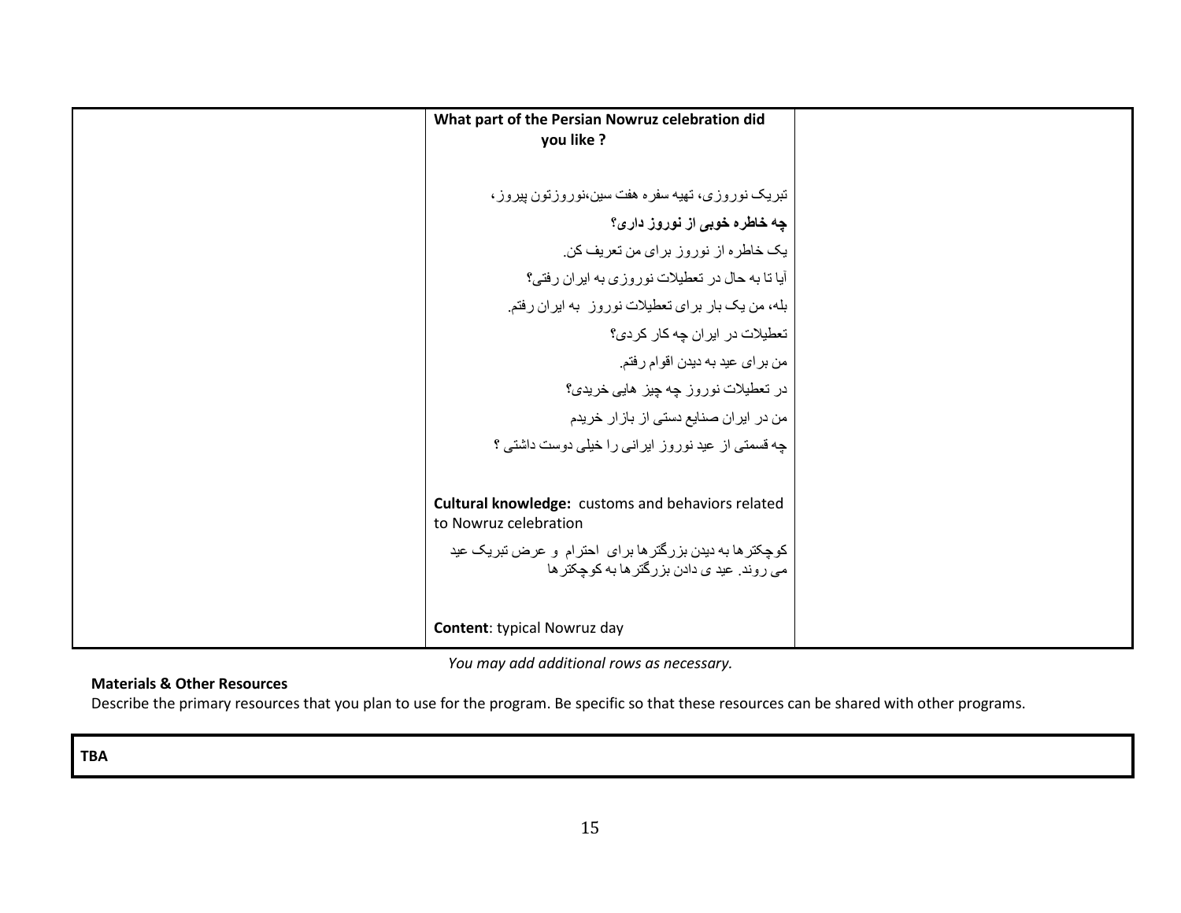|  | **What part of the Persian Nowruz celebration did you like ?**<br><br>تبریک نوروزی، تهیه سفره هفت سین،نوروزتون پیروز ،<br>**چه خاطره خوبی از نوروز داری؟**<br>یک خاطره از نوروز برای من تعریف کن.<br>آیا تا به حال در تعطیلات نوروزی به ایران رفتی؟<br>بله، من یک بار برای تعطیلات نوروز  به ایران رفتم.<br>تعطیلات در ایران چه کار کردی؟<br>من برای عید به دیدن اقوام رفتم.<br>در تعطیلات نوروز چه چیز هایی خریدی؟<br>من در ایران صنایع دستی از بازار خریدم<br>چه قسمتی از عید نوروز ایرانی را خیلی دوست داشتی ؟<br><br>**Cultural knowledge:** customs and behaviors related to Nowruz celebration<br>کوچکترها به دیدن بزرگترها برای  احترام  و عرض تبریک عید می روند. عید ی دادن بزرگترها به کوچکترها<br><br>**Content**: typical Nowruz day |  |
|---|---|---|

*You may add additional rows as necessary.*

**Materials & Other Resources**

Describe the primary resources that you plan to use for the program. Be specific so that these resources can be shared with other programs.

| **TBA** |
|---|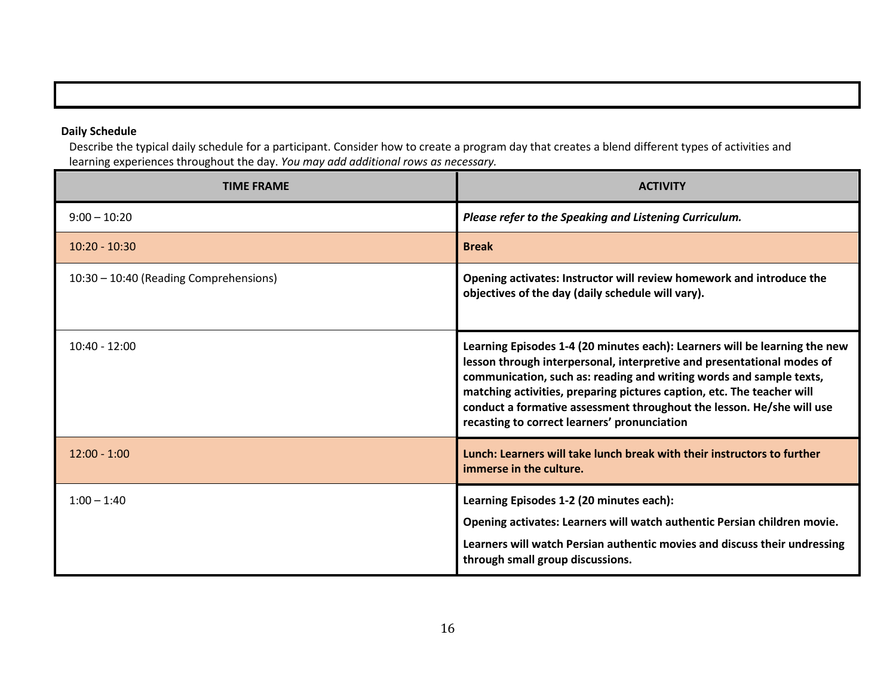**Daily Schedule**

Describe the typical daily schedule for a participant. Consider how to create a program day that creates a blend different types of activities and learning experiences throughout the day. *You may add additional rows as necessary.*

| TIME FRAME | ACTIVITY |
|---|---|
| 9:00 – 10:20 | ***Please refer to the Speaking and Listening Curriculum.*** |
| 10:20 - 10:30 | **Break** |
| 10:30 – 10:40 (Reading Comprehensions) | **Opening activates: Instructor will review homework and introduce the objectives of the day (daily schedule will vary).** |
| 10:40 - 12:00 | **Learning Episodes 1-4 (20 minutes each): Learners will be learning the new lesson through interpersonal, interpretive and presentational modes of communication, such as: reading and writing words and sample texts, matching activities, preparing pictures caption, etc. The teacher will conduct a formative assessment throughout the lesson. He/she will use recasting to correct learners' pronunciation** |
| 12:00 - 1:00 | **Lunch: Learners will take lunch break with their instructors to further immerse in the culture.** |
| 1:00 – 1:40 | **Learning Episodes 1-2 (20 minutes each):**<br>**Opening activates: Learners will watch authentic Persian children movie.**<br>**Learners will watch Persian authentic movies and discuss their undressing through small group discussions.** |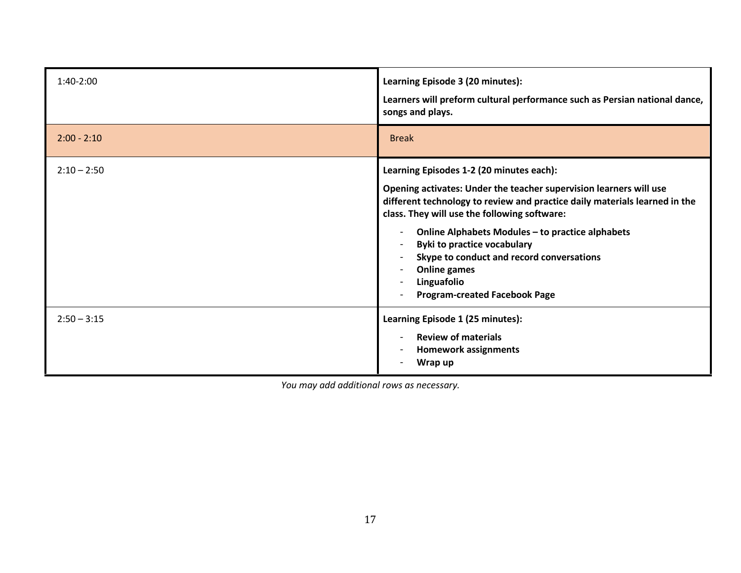| | |
|---|---|
| 1:40-2:00 | **Learning Episode 3 (20 minutes):**<br><br>**Learners will preform cultural performance such as Persian national dance, songs and plays.** |
| 2:00 - 2:10 | Break |
| 2:10 – 2:50 | **Learning Episodes 1-2 (20 minutes each):**<br><br>**Opening activates: Under the teacher supervision learners will use different technology to review and practice daily materials learned in the class. They will use the following software:**<br><br>- **Online Alphabets Modules – to practice alphabets**<br>- **Byki to practice vocabulary**<br>- **Skype to conduct and record conversations**<br>- **Online games**<br>- **Linguafolio**<br>- **Program-created Facebook Page** |
| 2:50 – 3:15 | **Learning Episode 1 (25 minutes):**<br><br>- **Review of materials**<br>- **Homework assignments**<br>- **Wrap up** |

*You may add additional rows as necessary.*